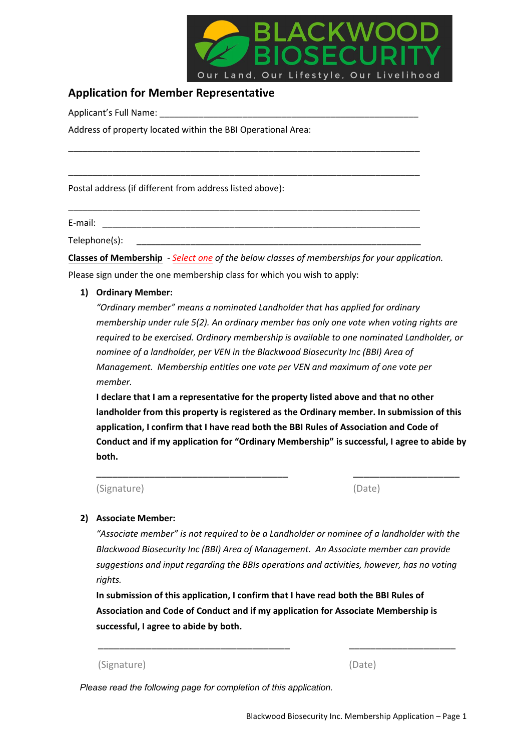BLACKWOOD BIOSECURITY

Our Land, Our Lifestyle, Our Livelihood

## Application for Member Representative

Applicant's Full Name: _______________________________________________________

Address of property located within the BBI Operational Area:

_________________________________________________________________________

_________________________________________________________________________

Postal address (if different from address listed above):

_________________________________________________________________________

E-mail: _________________________________________________________________

Telephone(s): ____________________________________________________________

**Classes of Membership** - *Select one of the below classes of memberships for your application.*

Please sign under the one membership class for which you wish to apply:

**1) Ordinary Member:**

*"Ordinary member" means a nominated Landholder that has applied for ordinary membership under rule 5(2). An ordinary member has only one vote when voting rights are required to be exercised. Ordinary membership is available to one nominated Landholder, or nominee of a landholder, per VEN in the Blackwood Biosecurity Inc (BBI) Area of Management. Membership entitles one vote per VEN and maximum of one vote per member.*

**I declare that I am a representative for the property listed above and that no other landholder from this property is registered as the Ordinary member. In submission of this application, I confirm that I have read both the BBI Rules of Association and Code of Conduct and if my application for "Ordinary Membership" is successful, I agree to abide by both.**

_______________________________________ _______________________

(Signature) (Date)

**2) Associate Member:**

*"Associate member" is not required to be a Landholder or nominee of a landholder with the Blackwood Biosecurity Inc (BBI) Area of Management. An Associate member can provide suggestions and input regarding the BBIs operations and activities, however, has no voting rights.*

**In submission of this application, I confirm that I have read both the BBI Rules of Association and Code of Conduct and if my application for Associate Membership is successful, I agree to abide by both.**

_______________________________________ _______________________

(Signature) (Date)

*Please read the following page for completion of this application.*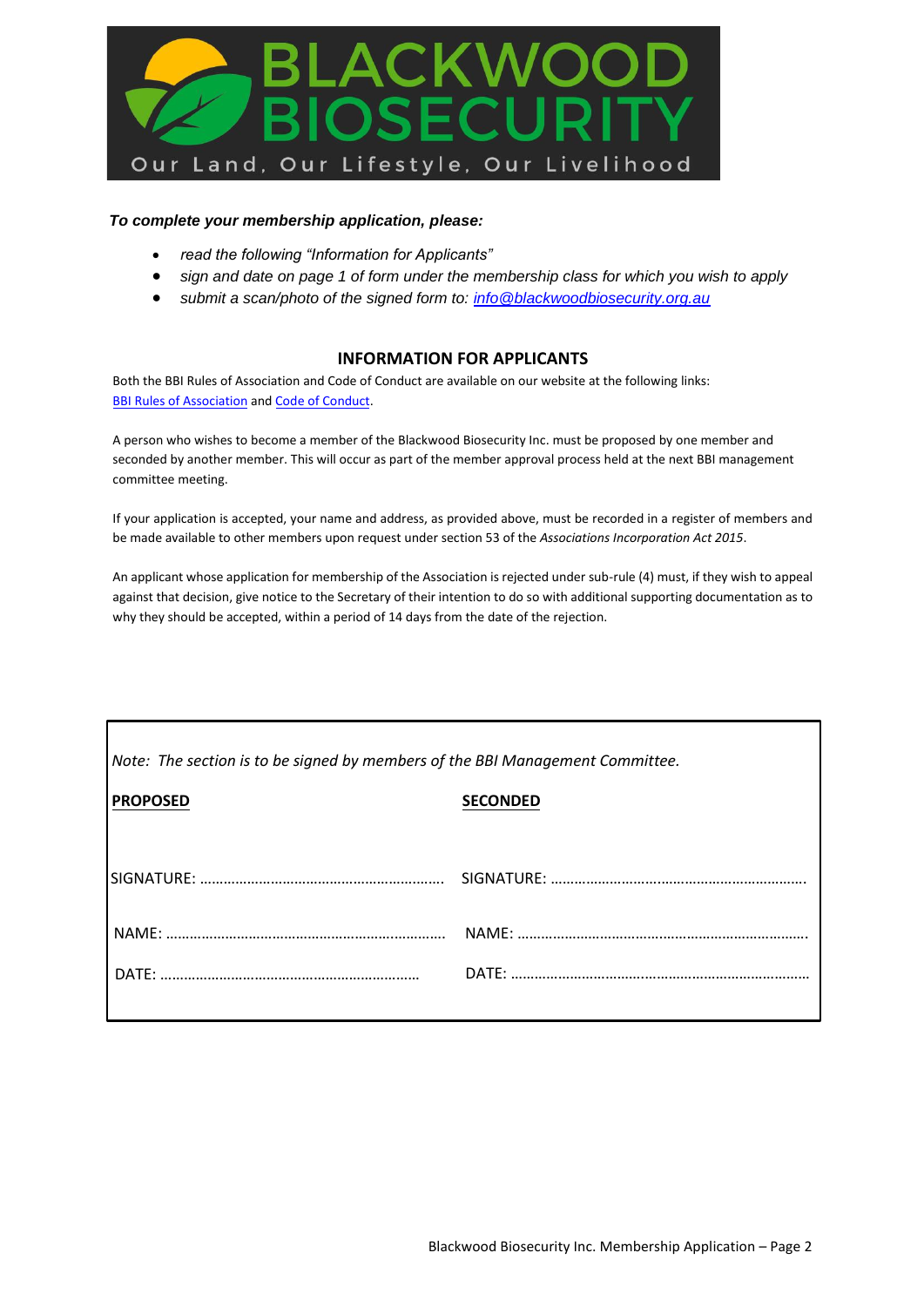BLACKWOOD BIOSECURITY

Our Land, Our Lifestyle, Our Livelihood

***To complete your membership application, please:***

- *read the following "Information for Applicants"*
- *sign and date on page 1 of form under the membership class for which you wish to apply*
- *submit a scan/photo of the signed form to: info@blackwoodbiosecurity.org.au*

## INFORMATION FOR APPLICANTS

Both the BBI Rules of Association and Code of Conduct are available on our website at the following links: BBI Rules of Association and Code of Conduct.

A person who wishes to become a member of the Blackwood Biosecurity Inc. must be proposed by one member and seconded by another member. This will occur as part of the member approval process held at the next BBI management committee meeting.

If your application is accepted, your name and address, as provided above, must be recorded in a register of members and be made available to other members upon request under section 53 of the *Associations Incorporation Act 2015*.

An applicant whose application for membership of the Association is rejected under sub-rule (4) must, if they wish to appeal against that decision, give notice to the Secretary of their intention to do so with additional supporting documentation as to why they should be accepted, within a period of 14 days from the date of the rejection.

*Note: The section is to be signed by members of the BBI Management Committee.*

| **PROPOSED** | **SECONDED** |
| --- | --- |
| SIGNATURE: …………………………………………………… | SIGNATURE: …………………………………………………… |
| NAME: …………………………………………………………… | NAME: …………………………………………………………… |
| DATE: ………………………………………………………… | DATE: ………………………………………………………… |